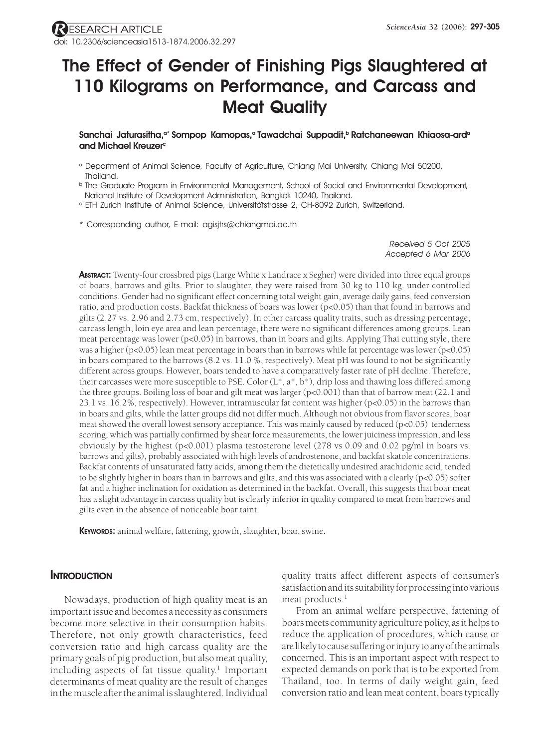RESEARCH ARTICLE

doi: 10.2306/scienceasia1513-1874.2006.32.297

# The Effect of Gender of Finishing Pigs Slaughtered at 110 Kilograms on Performance, and Carcass and Meat Quality

**Sanchai Jaturasitha,[a*] Sompop Kamopas,[a] Tawadchai Suppadit,[b] Ratchaneewan Khiaosa-ard[a] and Michael Kreuzer[c]**

[a] Department of Animal Science, Faculty of Agriculture, Chiang Mai University, Chiang Mai 50200, Thailand.

[b] The Graduate Program in Environmental Management, School of Social and Environmental Development, National Institute of Development Administration, Bangkok 10240, Thailand.

[c] ETH Zurich Institute of Animal Science, Universitätstrasse 2, CH-8092 Zurich, Switzerland.

\* Corresponding author, E-mail: agisjtrs@chiangmai.ac.th

*Received 5 Oct 2005*
*Accepted 6 Mar 2006*

**ABSTRACT:** Twenty-four crossbred pigs (Large White x Landrace x Segher) were divided into three equal groups of boars, barrows and gilts. Prior to slaughter, they were raised from 30 kg to 110 kg. under controlled conditions. Gender had no significant effect concerning total weight gain, average daily gains, feed conversion ratio, and production costs. Backfat thickness of boars was lower ($p<0.05$) than that found in barrows and gilts (2.27 vs. 2.96 and 2.73 cm, respectively). In other carcass quality traits, such as dressing percentage, carcass length, loin eye area and lean percentage, there were no significant differences among groups. Lean meat percentage was lower ($p<0.05$) in barrows, than in boars and gilts. Applying Thai cutting style, there was a higher ($p<0.05$) lean meat percentage in boars than in barrows while fat percentage was lower ($p<0.05$) in boars compared to the barrows (8.2 vs. 11.0 %, respectively). Meat pH was found to not be significantly different across groups. However, boars tended to have a comparatively faster rate of pH decline. Therefore, their carcasses were more susceptible to PSE. Color (L\*, a\*, b\*), drip loss and thawing loss differed among the three groups. Boiling loss of boar and gilt meat was larger ($p<0.001$) than that of barrow meat (22.1 and 23.1 vs. 16.2%, respectively). However, intramuscular fat content was higher ($p<0.05$) in the barrows than in boars and gilts, while the latter groups did not differ much. Although not obvious from flavor scores, boar meat showed the overall lowest sensory acceptance. This was mainly caused by reduced ($p<0.05$) tenderness scoring, which was partially confirmed by shear force measurements, the lower juiciness impression, and less obviously by the highest ($p<0.001$) plasma testosterone level (278 vs 0.09 and 0.02 pg/ml in boars vs. barrows and gilts), probably associated with high levels of androstenone, and backfat skatole concentrations. Backfat contents of unsaturated fatty acids, among them the dietetically undesired arachidonic acid, tended to be slightly higher in boars than in barrows and gilts, and this was associated with a clearly ($p<0.05$) softer fat and a higher inclination for oxidation as determined in the backfat. Overall, this suggests that boar meat has a slight advantage in carcass quality but is clearly inferior in quality compared to meat from barrows and gilts even in the absence of noticeable boar taint.

**KEYWORDS:** animal welfare, fattening, growth, slaughter, boar, swine.

## INTRODUCTION

Nowadays, production of high quality meat is an important issue and becomes a necessity as consumers become more selective in their consumption habits. Therefore, not only growth characteristics, feed conversion ratio and high carcass quality are the primary goals of pig production, but also meat quality, including aspects of fat tissue quality.[1] Important determinants of meat quality are the result of changes in the muscle after the animal is slaughtered. Individual quality traits affect different aspects of consumer's satisfaction and its suitability for processing into various meat products.[1]

From an animal welfare perspective, fattening of boars meets community agriculture policy, as it helps to reduce the application of procedures, which cause or are likely to cause suffering or injury to any of the animals concerned. This is an important aspect with respect to expected demands on pork that is to be exported from Thailand, too. In terms of daily weight gain, feed conversion ratio and lean meat content, boars typically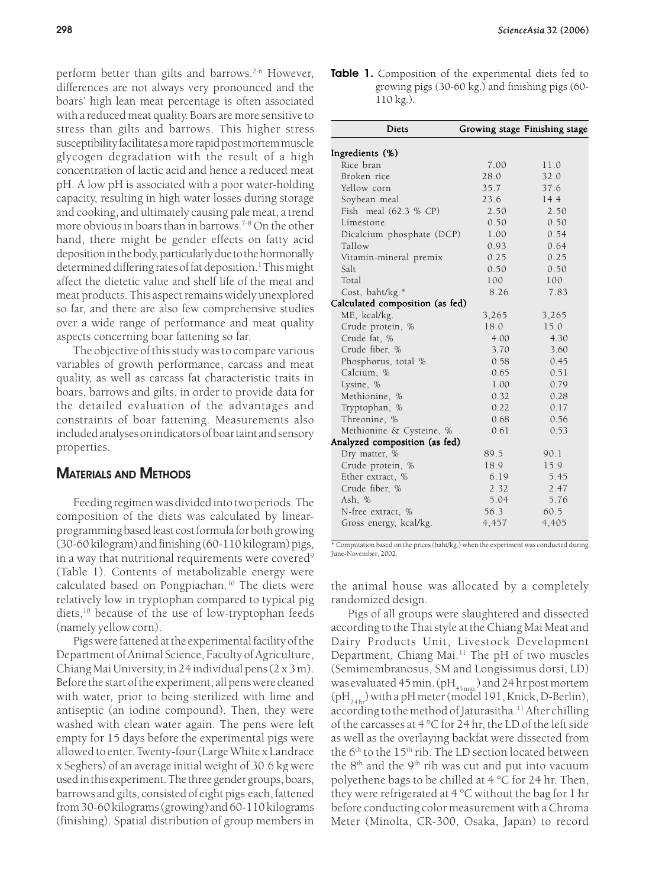perform better than gilts and barrows.[2-6] However, differences are not always very pronounced and the boars' high lean meat percentage is often associated with a reduced meat quality. Boars are more sensitive to stress than gilts and barrows. This higher stress susceptibility facilitates a more rapid post mortem muscle glycogen degradation with the result of a high concentration of lactic acid and hence a reduced meat pH. A low pH is associated with a poor water-holding capacity, resulting in high water losses during storage and cooking, and ultimately causing pale meat, a trend more obvious in boars than in barrows.[7-8] On the other hand, there might be gender effects on fatty acid deposition in the body, particularly due to the hormonally determined differing rates of fat deposition.[1] This might affect the dietetic value and shelf life of the meat and meat products. This aspect remains widely unexplored so far, and there are also few comprehensive studies over a wide range of performance and meat quality aspects concerning boar fattening so far.

The objective of this study was to compare various variables of growth performance, carcass and meat quality, as well as carcass fat characteristic traits in boars, barrows and gilts, in order to provide data for the detailed evaluation of the advantages and constraints of boar fattening. Measurements also included analyses on indicators of boar taint and sensory properties.

**Table 1.** Composition of the experimental diets fed to growing pigs (30-60 kg.) and finishing pigs (60-110 kg.).

| Diets | Growing stage | Finishing stage |
|---|---|---|
| **Ingredients (%)** | | |
| Rice bran | 7.00 | 11.0 |
| Broken rice | 28.0 | 32.0 |
| Yellow corn | 35.7 | 37.6 |
| Soybean meal | 23.6 | 14.4 |
| Fish meal (62.3 % CP) | 2.50 | 2.50 |
| Limestone | 0.50 | 0.50 |
| Dicalcium phosphate (DCP) | 1.00 | 0.54 |
| Tallow | 0.93 | 0.64 |
| Vitamin-mineral premix | 0.25 | 0.25 |
| Salt | 0.50 | 0.50 |
| Total | 100 | 100 |
| Cost, baht/kg.* | 8.26 | 7.83 |
| **Calculated composition (as fed)** | | |
| ME, kcal/kg. | 3,265 | 3,265 |
| Crude protein, % | 18.0 | 15.0 |
| Crude fat, % | 4.00 | 4.30 |
| Crude fiber, % | 3.70 | 3.60 |
| Phosphorus, total % | 0.58 | 0.45 |
| Calcium, % | 0.65 | 0.51 |
| Lysine, % | 1.00 | 0.79 |
| Methionine, % | 0.32 | 0.28 |
| Tryptophan, % | 0.22 | 0.17 |
| Threonine, % | 0.68 | 0.56 |
| Methionine & Cysteine, % | 0.61 | 0.53 |
| **Analyzed composition (as fed)** | | |
| Dry matter, % | 89.5 | 90.1 |
| Crude protein, % | 18.9 | 15.9 |
| Ether extract, % | 6.19 | 5.45 |
| Crude fiber, % | 2.32 | 2.47 |
| Ash, % | 5.04 | 5.76 |
| N-free extract, % | 56.3 | 60.5 |
| Gross energy, kcal/kg. | 4,457 | 4,405 |

\* Computation based on the prices (baht/kg.) when the experiment was conducted during June-November, 2002.

## Materials and Methods

Feeding regimen was divided into two periods. The composition of the diets was calculated by linear-programming based least cost formula for both growing (30-60 kilogram) and finishing (60-110 kilogram) pigs, in a way that nutritional requirements were covered[9] (Table 1). Contents of metabolizable energy were calculated based on Pongpiachan.[10] The diets were relatively low in tryptophan compared to typical pig diets,[10] because of the use of low-tryptophan feeds (namely yellow corn).

Pigs were fattened at the experimental facility of the Department of Animal Science, Faculty of Agriculture, Chiang Mai University, in 24 individual pens (2 x 3 m). Before the start of the experiment, all pens were cleaned with water, prior to being sterilized with lime and antiseptic (an iodine compound). Then, they were washed with clean water again. The pens were left empty for 15 days before the experimental pigs were allowed to enter. Twenty-four (Large White x Landrace x Seghers) of an average initial weight of 30.6 kg were used in this experiment. The three gender groups, boars, barrows and gilts, consisted of eight pigs each, fattened from 30-60 kilograms (growing) and 60-110 kilograms (finishing). Spatial distribution of group members in the animal house was allocated by a completely randomized design.

Pigs of all groups were slaughtered and dissected according to the Thai style at the Chiang Mai Meat and Dairy Products Unit, Livestock Development Department, Chiang Mai.[11] The pH of two muscles (Semimembranosus, SM and Longissimus dorsi, LD) was evaluated 45 min. ($pH_{45 min.}$) and 24 hr post mortem ($pH_{24hr}$) with a pH meter (model 191, Knick, D-Berlin), according to the method of Jaturasitha.[11] After chilling of the carcasses at 4 °C for 24 hr, the LD of the left side as well as the overlaying backfat were dissected from the 6[th] to the 15[th] rib. The LD section located between the 8[th] and the 9[th] rib was cut and put into vacuum polyethene bags to be chilled at 4 °C for 24 hr. Then, they were refrigerated at 4 °C without the bag for 1 hr before conducting color measurement with a Chroma Meter (Minolta, CR-300, Osaka, Japan) to record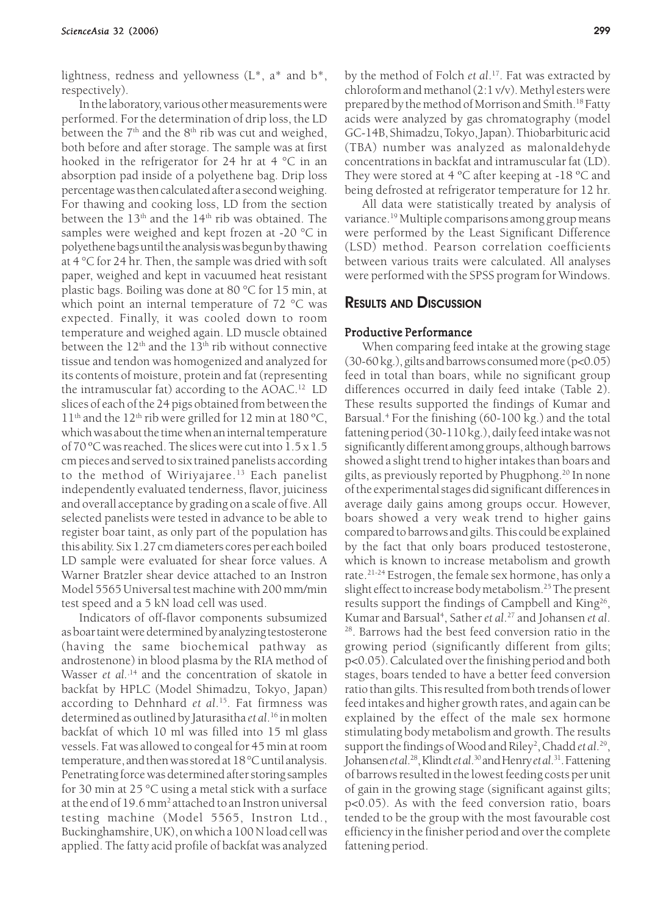lightness, redness and yellowness (L*, a* and b*, respectively).

In the laboratory, various other measurements were performed. For the determination of drip loss, the LD between the 7th and the 8th rib was cut and weighed, both before and after storage. The sample was at first hooked in the refrigerator for 24 hr at 4 °C in an absorption pad inside of a polyethene bag. Drip loss percentage was then calculated after a second weighing. For thawing and cooking loss, LD from the section between the 13th and the 14th rib was obtained. The samples were weighed and kept frozen at -20 °C in polyethene bags until the analysis was begun by thawing at 4 °C for 24 hr. Then, the sample was dried with soft paper, weighed and kept in vacuumed heat resistant plastic bags. Boiling was done at 80 °C for 15 min, at which point an internal temperature of 72 °C was expected. Finally, it was cooled down to room temperature and weighed again. LD muscle obtained between the 12th and the 13th rib without connective tissue and tendon was homogenized and analyzed for its contents of moisture, protein and fat (representing the intramuscular fat) according to the AOAC.[12] LD slices of each of the 24 pigs obtained from between the 11th and the 12th rib were grilled for 12 min at 180 ºC, which was about the time when an internal temperature of 70 ºC was reached. The slices were cut into 1.5 x 1.5 cm pieces and served to six trained panelists according to the method of Wiriyajaree.[13] Each panelist independently evaluated tenderness, flavor, juiciness and overall acceptance by grading on a scale of five. All selected panelists were tested in advance to be able to register boar taint, as only part of the population has this ability. Six 1.27 cm diameters cores per each boiled LD sample were evaluated for shear force values. A Warner Bratzler shear device attached to an Instron Model 5565 Universal test machine with 200 mm/min test speed and a 5 kN load cell was used.

Indicators of off-flavor components subsumized as boar taint were determined by analyzing testosterone (having the same biochemical pathway as androstenone) in blood plasma by the RIA method of Wasser *et al.*[14] and the concentration of skatole in backfat by HPLC (Model Shimadzu, Tokyo, Japan) according to Dehnhard *et al.*[15]. Fat firmness was determined as outlined by Jaturasitha *et al.*[16] in molten backfat of which 10 ml was filled into 15 ml glass vessels. Fat was allowed to congeal for 45 min at room temperature, and then was stored at 18 °C until analysis. Penetrating force was determined after storing samples for 30 min at 25 °C using a metal stick with a surface at the end of 19.6 mm$^2$ attached to an Instron universal testing machine (Model 5565, Instron Ltd., Buckinghamshire, UK), on which a 100 N load cell was applied. The fatty acid profile of backfat was analyzed by the method of Folch *et al.*[17]. Fat was extracted by chloroform and methanol (2:1 v/v). Methyl esters were prepared by the method of Morrison and Smith.[18] Fatty acids were analyzed by gas chromatography (model GC-14B, Shimadzu, Tokyo, Japan). Thiobarbituric acid (TBA) number was analyzed as malonaldehyde concentrations in backfat and intramuscular fat (LD). They were stored at 4 ºC after keeping at -18 ºC and being defrosted at refrigerator temperature for 12 hr.

All data were statistically treated by analysis of variance.[19] Multiple comparisons among group means were performed by the Least Significant Difference (LSD) method. Pearson correlation coefficients between various traits were calculated. All analyses were performed with the SPSS program for Windows.

## Results and Discussion

### Productive Performance

When comparing feed intake at the growing stage (30-60 kg.), gilts and barrows consumed more ($p<0.05$) feed in total than boars, while no significant group differences occurred in daily feed intake (Table 2). These results supported the findings of Kumar and Barsual.[4] For the finishing (60-100 kg.) and the total fattening period (30-110 kg.), daily feed intake was not significantly different among groups, although barrows showed a slight trend to higher intakes than boars and gilts, as previously reported by Phugphong.[20] In none of the experimental stages did significant differences in average daily gains among groups occur. However, boars showed a very weak trend to higher gains compared to barrows and gilts. This could be explained by the fact that only boars produced testosterone, which is known to increase metabolism and growth rate.[21-24] Estrogen, the female sex hormone, has only a slight effect to increase body metabolism.[25] The present results support the findings of Campbell and King[26], Kumar and Barsual[4], Sather *et al.*[27] and Johansen *et al.*[28]. Barrows had the best feed conversion ratio in the growing period (significantly different from gilts; $p<0.05$). Calculated over the finishing period and both stages, boars tended to have a better feed conversion ratio than gilts. This resulted from both trends of lower feed intakes and higher growth rates, and again can be explained by the effect of the male sex hormone stimulating body metabolism and growth. The results support the findings of Wood and Riley[2], Chadd *et al.*[29], Johansen *et al.*[28], Klindt *et al.*[30] and Henry *et al.*[31]. Fattening of barrows resulted in the lowest feeding costs per unit of gain in the growing stage (significant against gilts; $p<0.05$). As with the feed conversion ratio, boars tended to be the group with the most favourable cost efficiency in the finisher period and over the complete fattening period.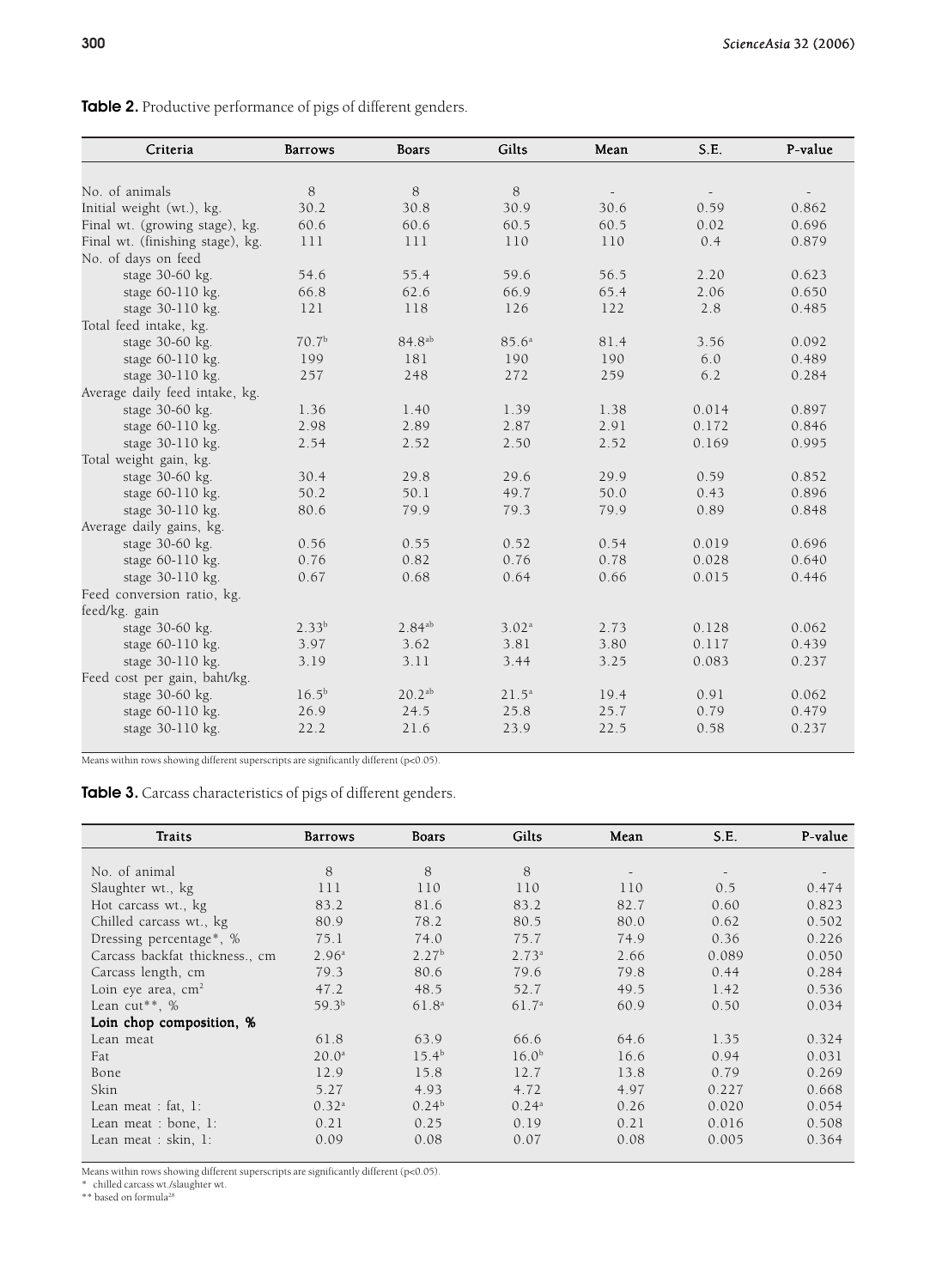**Table 2.** Productive performance of pigs of different genders.

| Criteria | Barrows | Boars | Gilts | Mean | S.E. | P-value |
|---|---|---|---|---|---|---|
| No. of animals | 8 | 8 | 8 | - | - | - |
| Initial weight (wt.), kg. | 30.2 | 30.8 | 30.9 | 30.6 | 0.59 | 0.862 |
| Final wt. (growing stage), kg. | 60.6 | 60.6 | 60.5 | 60.5 | 0.02 | 0.696 |
| Final wt. (finishing stage), kg. | 111 | 111 | 110 | 110 | 0.4 | 0.879 |
| No. of days on feed | | | | | | |
| stage 30-60 kg. | 54.6 | 55.4 | 59.6 | 56.5 | 2.20 | 0.623 |
| stage 60-110 kg. | 66.8 | 62.6 | 66.9 | 65.4 | 2.06 | 0.650 |
| stage 30-110 kg. | 121 | 118 | 126 | 122 | 2.8 | 0.485 |
| Total feed intake, kg. | | | | | | |
| stage 30-60 kg. | 70.7$^{b}$ | 84.8$^{ab}$ | 85.6$^{a}$ | 81.4 | 3.56 | 0.092 |
| stage 60-110 kg. | 199 | 181 | 190 | 190 | 6.0 | 0.489 |
| stage 30-110 kg. | 257 | 248 | 272 | 259 | 6.2 | 0.284 |
| Average daily feed intake, kg. | | | | | | |
| stage 30-60 kg. | 1.36 | 1.40 | 1.39 | 1.38 | 0.014 | 0.897 |
| stage 60-110 kg. | 2.98 | 2.89 | 2.87 | 2.91 | 0.172 | 0.846 |
| stage 30-110 kg. | 2.54 | 2.52 | 2.50 | 2.52 | 0.169 | 0.995 |
| Total weight gain, kg. | | | | | | |
| stage 30-60 kg. | 30.4 | 29.8 | 29.6 | 29.9 | 0.59 | 0.852 |
| stage 60-110 kg. | 50.2 | 50.1 | 49.7 | 50.0 | 0.43 | 0.896 |
| stage 30-110 kg. | 80.6 | 79.9 | 79.3 | 79.9 | 0.89 | 0.848 |
| Average daily gains, kg. | | | | | | |
| stage 30-60 kg. | 0.56 | 0.55 | 0.52 | 0.54 | 0.019 | 0.696 |
| stage 60-110 kg. | 0.76 | 0.82 | 0.76 | 0.78 | 0.028 | 0.640 |
| stage 30-110 kg. | 0.67 | 0.68 | 0.64 | 0.66 | 0.015 | 0.446 |
| Feed conversion ratio, kg. feed/kg. gain | | | | | | |
| stage 30-60 kg. | 2.33$^{b}$ | 2.84$^{ab}$ | 3.02$^{a}$ | 2.73 | 0.128 | 0.062 |
| stage 60-110 kg. | 3.97 | 3.62 | 3.81 | 3.80 | 0.117 | 0.439 |
| stage 30-110 kg. | 3.19 | 3.11 | 3.44 | 3.25 | 0.083 | 0.237 |
| Feed cost per gain, baht/kg. | | | | | | |
| stage 30-60 kg. | 16.5$^{b}$ | 20.2$^{ab}$ | 21.5$^{a}$ | 19.4 | 0.91 | 0.062 |
| stage 60-110 kg. | 26.9 | 24.5 | 25.8 | 25.7 | 0.79 | 0.479 |
| stage 30-110 kg. | 22.2 | 21.6 | 23.9 | 22.5 | 0.58 | 0.237 |

Means within rows showing different superscripts are significantly different ($p<0.05$).

**Table 3.** Carcass characteristics of pigs of different genders.

| Traits | Barrows | Boars | Gilts | Mean | S.E. | P-value |
|---|---|---|---|---|---|---|
| No. of animal | 8 | 8 | 8 | - | - | - |
| Slaughter wt., kg | 111 | 110 | 110 | 110 | 0.5 | 0.474 |
| Hot carcass wt., kg | 83.2 | 81.6 | 83.2 | 82.7 | 0.60 | 0.823 |
| Chilled carcass wt., kg | 80.9 | 78.2 | 80.5 | 80.0 | 0.62 | 0.502 |
| Dressing percentage*, % | 75.1 | 74.0 | 75.7 | 74.9 | 0.36 | 0.226 |
| Carcass backfat thickness., cm | 2.96$^{a}$ | 2.27$^{b}$ | 2.73$^{a}$ | 2.66 | 0.089 | 0.050 |
| Carcass length, cm | 79.3 | 80.6 | 79.6 | 79.8 | 0.44 | 0.284 |
| Loin eye area, $cm^2$ | 47.2 | 48.5 | 52.7 | 49.5 | 1.42 | 0.536 |
| Lean cut**, % | 59.3$^{b}$ | 61.8$^{a}$ | 61.7$^{a}$ | 60.9 | 0.50 | 0.034 |
| **Loin chop composition, %** | | | | | | |
| Lean meat | 61.8 | 63.9 | 66.6 | 64.6 | 1.35 | 0.324 |
| Fat | 20.0$^{a}$ | 15.4$^{b}$ | 16.0$^{b}$ | 16.6 | 0.94 | 0.031 |
| Bone | 12.9 | 15.8 | 12.7 | 13.8 | 0.79 | 0.269 |
| Skin | 5.27 | 4.93 | 4.72 | 4.97 | 0.227 | 0.668 |
| Lean meat : fat, 1: | 0.32$^{a}$ | 0.24$^{b}$ | 0.24$^{a}$ | 0.26 | 0.020 | 0.054 |
| Lean meat : bone, 1: | 0.21 | 0.25 | 0.19 | 0.21 | 0.016 | 0.508 |
| Lean meat : skin, 1: | 0.09 | 0.08 | 0.07 | 0.08 | 0.005 | 0.364 |

Means within rows showing different superscripts are significantly different ($p<0.05$).

\* chilled carcass wt./slaughter wt.

\*\* based on formula[28]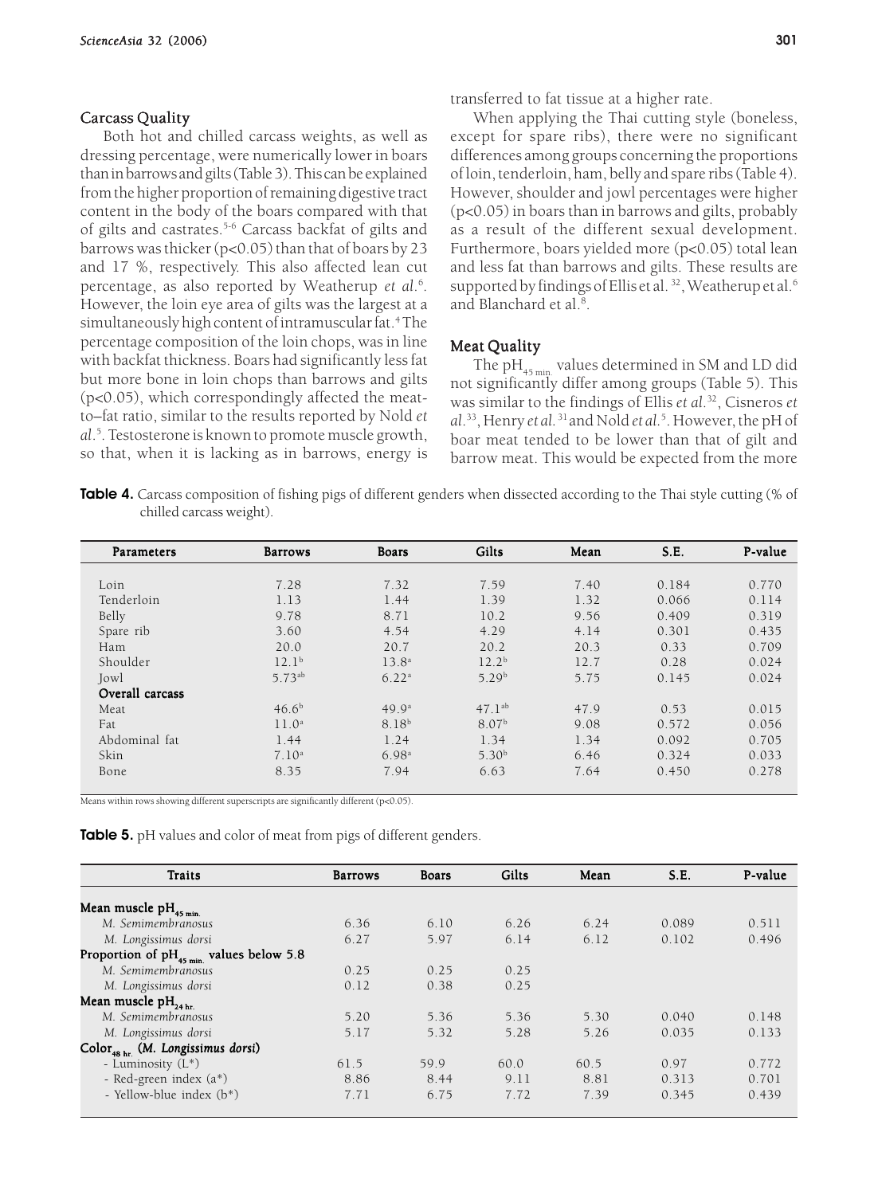### Carcass Quality

Both hot and chilled carcass weights, as well as dressing percentage, were numerically lower in boars than in barrows and gilts (Table 3). This can be explained from the higher proportion of remaining digestive tract content in the body of the boars compared with that of gilts and castrates.[5-6] Carcass backfat of gilts and barrows was thicker ($p<0.05$) than that of boars by 23 and 17 %, respectively. This also affected lean cut percentage, as also reported by Weatherup *et al*.[6]. However, the loin eye area of gilts was the largest at a simultaneously high content of intramuscular fat.[4] The percentage composition of the loin chops, was in line with backfat thickness. Boars had significantly less fat but more bone in loin chops than barrows and gilts ($p<0.05$), which correspondingly affected the meat-to–fat ratio, similar to the results reported by Nold *et al*.[5]. Testosterone is known to promote muscle growth, so that, when it is lacking as in barrows, energy is transferred to fat tissue at a higher rate.

When applying the Thai cutting style (boneless, except for spare ribs), there were no significant differences among groups concerning the proportions of loin, tenderloin, ham, belly and spare ribs (Table 4). However, shoulder and jowl percentages were higher ($p<0.05$) in boars than in barrows and gilts, probably as a result of the different sexual development. Furthermore, boars yielded more ($p<0.05$) total lean and less fat than barrows and gilts. These results are supported by findings of Ellis et al.[32], Weatherup et al.[6] and Blanchard et al.[8].

### Meat Quality

The $pH_{45\ min.}$ values determined in SM and LD did not significantly differ among groups (Table 5). This was similar to the findings of Ellis *et al*.[32], Cisneros *et al*.[33], Henry *et al*.[31] and Nold *et al*.[5]. However, the pH of boar meat tended to be lower than that of gilt and barrow meat. This would be expected from the more

**Table 4.** Carcass composition of fishing pigs of different genders when dissected according to the Thai style cutting (% of chilled carcass weight).

| Parameters | Barrows | Boars | Gilts | Mean | S.E. | P-value |
|---|---|---|---|---|---|---|
| Loin | 7.28 | 7.32 | 7.59 | 7.40 | 0.184 | 0.770 |
| Tenderloin | 1.13 | 1.44 | 1.39 | 1.32 | 0.066 | 0.114 |
| Belly | 9.78 | 8.71 | 10.2 | 9.56 | 0.409 | 0.319 |
| Spare rib | 3.60 | 4.54 | 4.29 | 4.14 | 0.301 | 0.435 |
| Ham | 20.0 | 20.7 | 20.2 | 20.3 | 0.33 | 0.709 |
| Shoulder | 12.1[b] | 13.8[a] | 12.2[b] | 12.7 | 0.28 | 0.024 |
| Jowl | 5.73[ab] | 6.22[a] | 5.29[b] | 5.75 | 0.145 | 0.024 |
| **Overall carcass** | | | | | | |
| Meat | 46.6[b] | 49.9[a] | 47.1[ab] | 47.9 | 0.53 | 0.015 |
| Fat | 11.0[a] | 8.18[b] | 8.07[b] | 9.08 | 0.572 | 0.056 |
| Abdominal fat | 1.44 | 1.24 | 1.34 | 1.34 | 0.092 | 0.705 |
| Skin | 7.10[a] | 6.98[a] | 5.30[b] | 6.46 | 0.324 | 0.033 |
| Bone | 8.35 | 7.94 | 6.63 | 7.64 | 0.450 | 0.278 |

Means within rows showing different superscripts are significantly different ($p<0.05$).

**Table 5.** pH values and color of meat from pigs of different genders.

| Traits | Barrows | Boars | Gilts | Mean | S.E. | P-value |
|---|---|---|---|---|---|---|
| **Mean muscle $pH_{45\ min.}$** | | | | | | |
| *M. Semimembranosus* | 6.36 | 6.10 | 6.26 | 6.24 | 0.089 | 0.511 |
| *M. Longissimus dorsi* | 6.27 | 5.97 | 6.14 | 6.12 | 0.102 | 0.496 |
| **Proportion of $pH_{45\ min.}$ values below 5.8** | | | | | | |
| *M. Semimembranosus* | 0.25 | 0.25 | 0.25 | | | |
| *M. Longissimus dorsi* | 0.12 | 0.38 | 0.25 | | | |
| **Mean muscle $pH_{24\ hr.}$** | | | | | | |
| *M. Semimembranosus* | 5.20 | 5.36 | 5.36 | 5.30 | 0.040 | 0.148 |
| *M. Longissimus dorsi* | 5.17 | 5.32 | 5.28 | 5.26 | 0.035 | 0.133 |
| **$Color_{48\ hr.}$ (*M. Longissimus dorsi*)** | | | | | | |
| - Luminosity ($L^*$) | 61.5 | 59.9 | 60.0 | 60.5 | 0.97 | 0.772 |
| - Red-green index ($a^*$) | 8.86 | 8.44 | 9.11 | 8.81 | 0.313 | 0.701 |
| - Yellow-blue index ($b^*$) | 7.71 | 6.75 | 7.72 | 7.39 | 0.345 | 0.439 |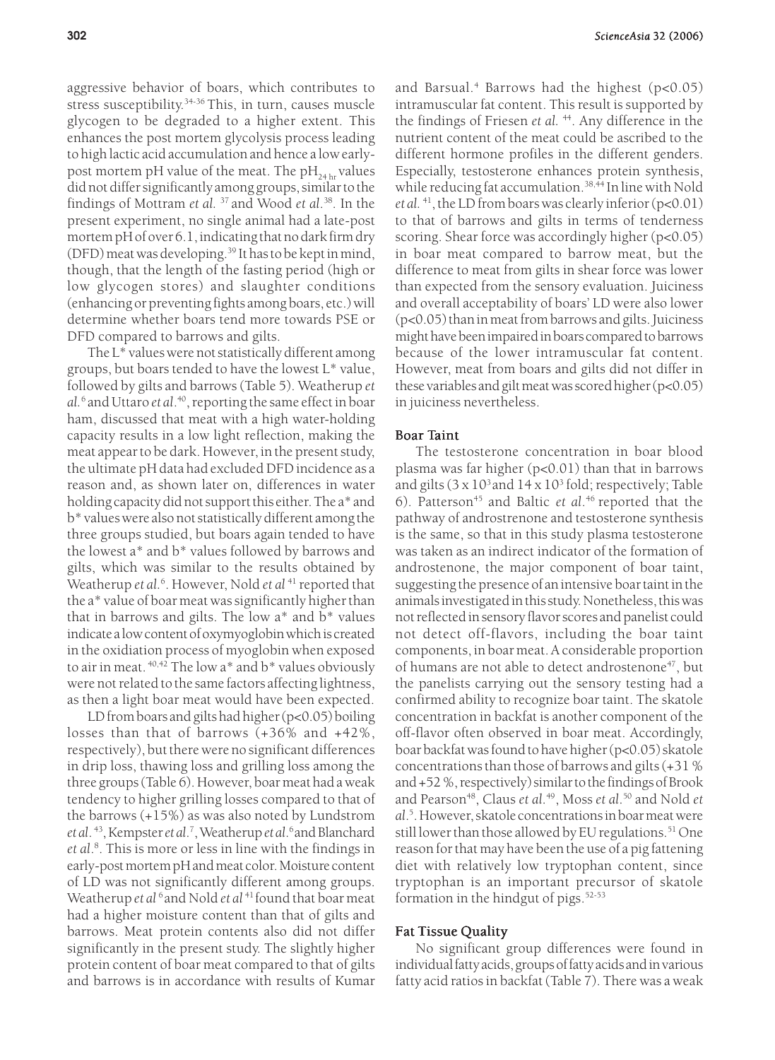aggressive behavior of boars, which contributes to stress susceptibility.[34-36] This, in turn, causes muscle glycogen to be degraded to a higher extent. This enhances the post mortem glycolysis process leading to high lactic acid accumulation and hence a low early-post mortem pH value of the meat. The $pH_{24\,hr}$ values did not differ significantly among groups, similar to the findings of Mottram *et al.* [37] and Wood *et al.*[38]. In the present experiment, no single animal had a late-post mortem pH of over 6.1, indicating that no dark firm dry (DFD) meat was developing.[39] It has to be kept in mind, though, that the length of the fasting period (high or low glycogen stores) and slaughter conditions (enhancing or preventing fights among boars, etc.) will determine whether boars tend more towards PSE or DFD compared to barrows and gilts.

The L* values were not statistically different among groups, but boars tended to have the lowest L* value, followed by gilts and barrows (Table 5). Weatherup *et al.*[6] and Uttaro *et al.*[40], reporting the same effect in boar ham, discussed that meat with a high water-holding capacity results in a low light reflection, making the meat appear to be dark. However, in the present study, the ultimate pH data had excluded DFD incidence as a reason and, as shown later on, differences in water holding capacity did not support this either. The a* and b* values were also not statistically different among the three groups studied, but boars again tended to have the lowest a* and b* values followed by barrows and gilts, which was similar to the results obtained by Weatherup *et al.*[6]. However, Nold *et al* [41] reported that the a* value of boar meat was significantly higher than that in barrows and gilts. The low a* and b* values indicate a low content of oxymyoglobin which is created in the oxidiation process of myoglobin when exposed to air in meat. [40,42] The low a* and b* values obviously were not related to the same factors affecting lightness, as then a light boar meat would have been expected.

LD from boars and gilts had higher ($p<0.05$) boiling losses than that of barrows (+36% and +42%, respectively), but there were no significant differences in drip loss, thawing loss and grilling loss among the three groups (Table 6). However, boar meat had a weak tendency to higher grilling losses compared to that of the barrows (+15%) as was also noted by Lundstrom *et al.* [43], Kempster *et al.*[7], Weatherup *et al.*[6] and Blanchard *et al.*[8]. This is more or less in line with the findings in early-post mortem pH and meat color. Moisture content of LD was not significantly different among groups. Weatherup *et al* [6] and Nold *et al* [41] found that boar meat had a higher moisture content than that of gilts and barrows. Meat protein contents also did not differ significantly in the present study. The slightly higher protein content of boar meat compared to that of gilts and barrows is in accordance with results of Kumar and Barsual.[4] Barrows had the highest ($p<0.05$) intramuscular fat content. This result is supported by the findings of Friesen *et al.* [44]. Any difference in the nutrient content of the meat could be ascribed to the different hormone profiles in the different genders. Especially, testosterone enhances protein synthesis, while reducing fat accumulation.[38,44] In line with Nold *et al.* [41], the LD from boars was clearly inferior ($p<0.01$) to that of barrows and gilts in terms of tenderness scoring. Shear force was accordingly higher ($p<0.05$) in boar meat compared to barrow meat, but the difference to meat from gilts in shear force was lower than expected from the sensory evaluation. Juiciness and overall acceptability of boars' LD were also lower ($p<0.05$) than in meat from barrows and gilts. Juiciness might have been impaired in boars compared to barrows because of the lower intramuscular fat content. However, meat from boars and gilts did not differ in these variables and gilt meat was scored higher ($p<0.05$) in juiciness nevertheless.

### Boar Taint

The testosterone concentration in boar blood plasma was far higher ($p<0.01$) than that in barrows and gilts ($3 \times 10^3$ and $14 \times 10^3$ fold; respectively; Table 6). Patterson[45] and Baltic *et al.*[46] reported that the pathway of androstrenone and testosterone synthesis is the same, so that in this study plasma testosterone was taken as an indirect indicator of the formation of androstenone, the major component of boar taint, suggesting the presence of an intensive boar taint in the animals investigated in this study. Nonetheless, this was not reflected in sensory flavor scores and panelist could not detect off-flavors, including the boar taint components, in boar meat. A considerable proportion of humans are not able to detect androstenone[47], but the panelists carrying out the sensory testing had a confirmed ability to recognize boar taint. The skatole concentration in backfat is another component of the off-flavor often observed in boar meat. Accordingly, boar backfat was found to have higher ($p<0.05$) skatole concentrations than those of barrows and gilts (+31 % and +52 %, respectively) similar to the findings of Brook and Pearson[48], Claus *et al.*[49], Moss *et al.*[50] and Nold *et al.*[5]. However, skatole concentrations in boar meat were still lower than those allowed by EU regulations.[51] One reason for that may have been the use of a pig fattening diet with relatively low tryptophan content, since tryptophan is an important precursor of skatole formation in the hindgut of pigs.[52-53]

### Fat Tissue Quality

No significant group differences were found in individual fatty acids, groups of fatty acids and in various fatty acid ratios in backfat (Table 7). There was a weak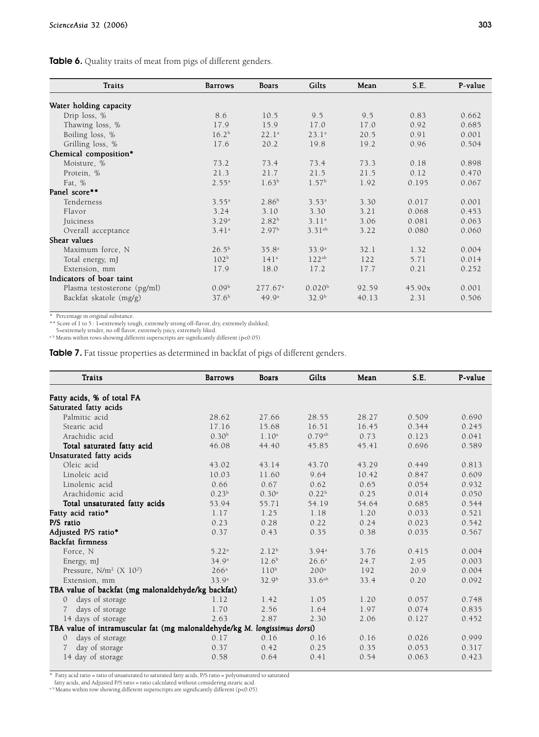**Table 6.** Quality traits of meat from pigs of different genders.

| Traits | Barrows | Boars | Gilts | Mean | S.E. | P-value |
|---|---|---|---|---|---|---|
| Water holding capacity | | | | | | |
| Drip loss, % | 8.6 | 10.5 | 9.5 | 9.5 | 0.83 | 0.662 |
| Thawing loss, % | 17.9 | 15.9 | 17.0 | 17.0 | 0.92 | 0.685 |
| Boiling loss, % | 16.2[b] | 22.1[a] | 23.1[a] | 20.5 | 0.91 | 0.001 |
| Grilling loss, % | 17.6 | 20.2 | 19.8 | 19.2 | 0.96 | 0.504 |
| Chemical composition* | | | | | | |
| Moisture, % | 73.2 | 73.4 | 73.4 | 73.3 | 0.18 | 0.898 |
| Protein, % | 21.3 | 21.7 | 21.5 | 21.5 | 0.12 | 0.470 |
| Fat, % | 2.55[a] | 1.63[b] | 1.57[b] | 1.92 | 0.195 | 0.067 |
| Panel score** | | | | | | |
| Tenderness | 3.55[a] | 2.86[b] | 3.53[a] | 3.30 | 0.017 | 0.001 |
| Flavor | 3.24 | 3.10 | 3.30 | 3.21 | 0.068 | 0.453 |
| Juiciness | 3.29[a] | 2.82[b] | 3.11[a] | 3.06 | 0.081 | 0.063 |
| Overall acceptance | 3.41[a] | 2.97[b] | 3.31[ab] | 3.22 | 0.080 | 0.060 |
| Shear values | | | | | | |
| Maximum force, N | 26.5[b] | 35.8[a] | 33.9[a] | 32.1 | 1.32 | 0.004 |
| Total energy, mJ | 102[b] | 141[a] | 122[ab] | 122 | 5.71 | 0.014 |
| Extension, mm | 17.9 | 18.0 | 17.2 | 17.7 | 0.21 | 0.252 |
| Indicators of boar taint | | | | | | |
| Plasma testosterone (pg/ml) | 0.09[b] | 277.67[a] | 0.020[b] | 92.59 | 45.90x | 0.001 |
| Backfat skatole (mg/g) | 37.6[b] | 49.9[a] | 32.9[b] | 40.13 | 2.31 | 0.506 |

\* Percentage in original substance.
** Score of 1 to 5 : 1=extremely tough, extremely strong off-flavor, dry, extremely disliked; 5=extremely tender, no off flavor, extremely juicy, extremely liked.
a, b Means within rows showing different superscripts are significantly different ($p<0.05$).

**Table 7.** Fat tissue properties as determined in backfat of pigs of different genders.

| Traits | Barrows | Boars | Gilts | Mean | S.E. | P-value |
|---|---|---|---|---|---|---|
| **Fatty acids, % of total FA** | | | | | | |
| **Saturated fatty acids** | | | | | | |
| Palmitic acid | 28.62 | 27.66 | 28.55 | 28.27 | 0.509 | 0.690 |
| Stearic acid | 17.16 | 15.68 | 16.51 | 16.45 | 0.344 | 0.245 |
| Arachidic acid | 0.30[b] | 1.10[a] | 0.79[ab] | 0.73 | 0.123 | 0.041 |
| **Total saturated fatty acid** | 46.08 | 44.40 | 45.85 | 45.41 | 0.696 | 0.589 |
| **Unsaturated fatty acids** | | | | | | |
| Oleic acid | 43.02 | 43.14 | 43.70 | 43.29 | 0.449 | 0.813 |
| Linoleic acid | 10.03 | 11.60 | 9.64 | 10.42 | 0.847 | 0.609 |
| Linolenic acid | 0.66 | 0.67 | 0.62 | 0.65 | 0.054 | 0.932 |
| Arachidonic acid | 0.23[b] | 0.30[a] | 0.22[b] | 0.25 | 0.014 | 0.050 |
| **Total unsaturated fatty acids** | 53.94 | 55.71 | 54.19 | 54.64 | 0.685 | 0.544 |
| **Fatty acid ratio*** | 1.17 | 1.25 | 1.18 | 1.20 | 0.033 | 0.521 |
| **P/S ratio** | 0.23 | 0.28 | 0.22 | 0.24 | 0.023 | 0.542 |
| **Adjusted P/S ratio*** | 0.37 | 0.43 | 0.35 | 0.38 | 0.035 | 0.567 |
| **Backfat firmness** | | | | | | |
| Force, N | 5.22[a] | 2.12[b] | 3.94[a] | 3.76 | 0.415 | 0.004 |
| Energy, mJ | 34.9[a] | 12.6[b] | 26.6[a] | 24.7 | 2.95 | 0.003 |
| Pressure, $N/m^2$ ($X\ 10^2$) | 266[a] | 110[b] | 200[a] | 192 | 20.9 | 0.004 |
| Extension, mm | 33.9[a] | 32.9[b] | 33.6[ab] | 33.4 | 0.20 | 0.092 |
| **TBA value of backfat (mg malonaldehyde/kg backfat)** | | | | | | |
| 0 days of storage | 1.12 | 1.42 | 1.05 | 1.20 | 0.057 | 0.748 |
| 7 days of storage | 1.70 | 2.56 | 1.64 | 1.97 | 0.074 | 0.835 |
| 14 days of storage | 2.63 | 2.87 | 2.30 | 2.06 | 0.127 | 0.452 |
| **TBA value of intramuscular fat (mg malonaldehyde/kg *M. longissimus dorsi*)** | | | | | | |
| 0 days of storage | 0.17 | 0.16 | 0.16 | 0.16 | 0.026 | 0.999 |
| 7 day of storage | 0.37 | 0.42 | 0.25 | 0.35 | 0.053 | 0.317 |
| 14 day of storage | 0.58 | 0.64 | 0.41 | 0.54 | 0.063 | 0.423 |

\* Fatty acid ratio = ratio of unsaturated to saturated fatty acids, P/S ratio = polyunsatured to saturated fatty acids, and Adjusted P/S ratio = ratio calculated without considering stearic acid.
a, b Means within row showing different superscripts are significantly different ($p<0.05$).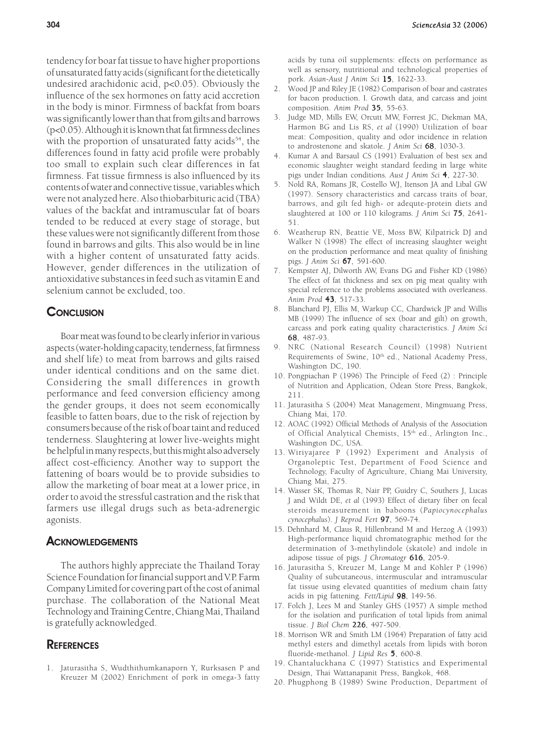tendency for boar fat tissue to have higher proportions of unsaturated fatty acids (significant for the dietetically undesired arachidonic acid, $p<0.05$). Obviously the influence of the sex hormones on fatty acid accretion in the body is minor. Firmness of backfat from boars was significantly lower than that from gilts and barrows ($p<0.05$). Although it is known that fat firmness declines with the proportion of unsaturated fatty acids[54], the differences found in fatty acid profile were probably too small to explain such clear differences in fat firmness. Fat tissue firmness is also influenced by its contents of water and connective tissue, variables which were not analyzed here. Also thiobarbituric acid (TBA) values of the backfat and intramuscular fat of boars tended to be reduced at every stage of storage, but these values were not significantly different from those found in barrows and gilts. This also would be in line with a higher content of unsaturated fatty acids. However, gender differences in the utilization of antioxidative substances in feed such as vitamin E and selenium cannot be excluded, too.

## Conclusion

Boar meat was found to be clearly inferior in various aspects (water-holding capacity, tenderness, fat firmness and shelf life) to meat from barrows and gilts raised under identical conditions and on the same diet. Considering the small differences in growth performance and feed conversion efficiency among the gender groups, it does not seem economically feasible to fatten boars, due to the risk of rejection by consumers because of the risk of boar taint and reduced tenderness. Slaughtering at lower live-weights might be helpful in many respects, but this might also adversely affect cost-efficiency. Another way to support the fattening of boars would be to provide subsidies to allow the marketing of boar meat at a lower price, in order to avoid the stressful castration and the risk that farmers use illegal drugs such as beta-adrenergic agonists.

## Acknowledgements

The authors highly appreciate the Thailand Toray Science Foundation for financial support and V.P. Farm Company Limited for covering part of the cost of animal purchase. The collaboration of the National Meat Technology and Training Centre, Chiang Mai, Thailand is gratefully acknowledged.

## References

1. Jaturasitha S, Wudthithumkanaporn Y, Rurksasen P and Kreuzer M (2002) Enrichment of pork in omega-3 fatty acids by tuna oil supplements: effects on performance as well as sensory, nutritional and technological properties of pork. *Asian-Aust J Anim Sci* **15**, 1622-33.
2. Wood JP and Riley JE (1982) Comparison of boar and castrates for bacon production. I. Growth data, and carcass and joint composition. *Anim Prod* **35**, 55-63.
3. Judge MD, Mills EW, Orcutt MW, Forrest JC, Diekman MA, Harmon BG and Lis RS, *et al* (1990) Utilization of boar meat: Composition, quality and odor incidence in relation to androstenone and skatole. *J Anim Sci* **68**, 1030-3.
4. Kumar A and Barsaul CS (1991) Evaluation of best sex and economic slaughter weight standard feeding in large white pigs under Indian conditions. *Aust J Anim Sci* **4**, 227-30.
5. Nold RA, Romans JR, Costello WJ, Itenson JA and Libal GW (1997). Sensory characteristics and carcass traits of boar, barrows, and gilt fed high- or adequte-protein diets and slaughtered at 100 or 110 kilograms. *J Anim Sci* **75**, 2641-51.
6. Weatherup RN, Beattie VE, Moss BW, Kilpatrick DJ and Walker N (1998) The effect of increasing slaughter weight on the production performance and meat quality of finishing pigs. *J Anim Sci* **67**, 591-600.
7. Kempster AJ, Dilworth AW, Evans DG and Fisher KD (1986) The effect of fat thickness and sex on pig meat quality with special reference to the problems associated with overleaness. *Anim Prod* **43**, 517-33.
8. Blanchard PJ, Ellis M, Warkup CC, Chardwick JP and Willis MB (1999) The influence of sex (boar and gilt) on growth, carcass and pork eating quality characteristics. *J Anim Sci* **68**, 487-93.
9. NRC (National Research Council) (1998) Nutrient Requirements of Swine, 10th ed., National Academy Press, Washington DC, 190.
10. Pongpiachan P (1996) The Principle of Feed (2) : Principle of Nutrition and Application, Odean Store Press, Bangkok, 211.
11. Jaturasitha S (2004) Meat Management, Mingmuang Press, Chiang Mai, 170.
12. AOAC (1992) Official Methods of Analysis of the Association of Official Analytical Chemists, 15th ed., Arlington Inc., Washington DC, USA.
13. Wiriyajaree P (1992) Experiment and Analysis of Organoleptic Test, Department of Food Science and Technology, Faculty of Agriculture, Chiang Mai University, Chiang Mai, 275.
14. Wasser SK, Thomas R, Nair PP, Guidry C, Southers J, Lucas J and Wildt DE, *et al* (1993) Effect of dietary fiber on fecal steroids measurement in baboons (*Papiocynocephalus cynocephalus*). *J Reprod Fert* **97**, 569-74.
15. Dehnhard M, Claus R, Hillenbrand M and Herzog A (1993) High-performance liquid chromatographic method for the determination of 3-methylindole (skatole) and indole in adipose tissue of pigs. *J Chromatogr* **616**, 205-9.
16. Jaturasitha S, Kreuzer M, Lange M and Köhler P (1996) Quality of subcutaneous, intermuscular and intramuscular fat tissue using elevated quantities of medium chain fatty acids in pig fattening. *Fett/Lipid* **98**, 149-56.
17. Folch J, Lees M and Stanley GHS (1957) A simple method for the isolation and purification of total lipids from animal tissue. *J Biol Chem* **226**, 497-509.
18. Morrison WR and Smith LM (1964) Preparation of fatty acid methyl esters and dimethyl acetals from lipids with boron fluoride-methanol. *J Lipid Res* **5**, 600-8.
19. Chantaluckhana C (1997) Statistics and Experimental Design, Thai Wattanapanit Press, Bangkok, 468.
20. Phugphong B (1989) Swine Production, Department of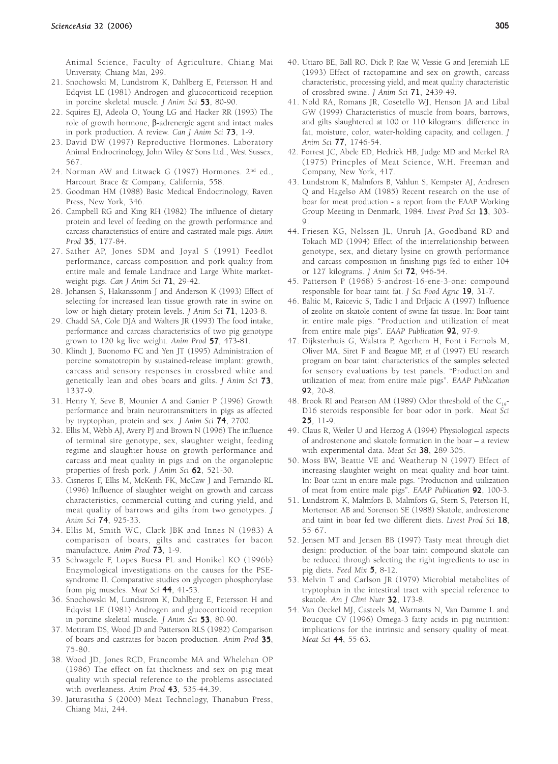Animal Science, Faculty of Agriculture, Chiang Mai University, Chiang Mai, 299.

21. Snochowski M, Lundstrom K, Dahlberg E, Petersson H and Edqvist LE (1981) Androgen and glucocorticoid reception in porcine skeletal muscle. *J Anim Sci* **53**, 80-90.
22. Squires EJ, Adeola O, Young LG and Hacker RR (1993) The role of growth hormone, β-adrenergic agent and intact males in pork production. A review. *Can J Anim Sci* **73**, 1-9.
23. David DW (1997) Reproductive Hormones. Laboratory Animal Endrocrinology, John Wiley & Sons Ltd., West Sussex, 567.
24. Norman AW and Litwack G (1997) Hormones. 2nd ed., Harcourt Brace & Company, California, 558.
25. Goodman HM (1988) Basic Medical Endocrinology, Raven Press, New York, 346.
26. Campbell RG and King RH (1982) The influence of dietary protein and level of feeding on the growth performance and carcass characteristics of entire and castrated male pigs. *Anim Prod* **35**, 177-84.
27. Sather AP, Jones SDM and Joyal S (1991) Feedlot performance, carcass composition and pork quality from entire male and female Landrace and Large White market-weight pigs. *Can J Anim Sci* **71**, 29-42.
28. Johansen S, Hakanssonm J and Anderson K (1993) Effect of selecting for increased lean tissue growth rate in swine on low or high dietary protein levels. *J Anim Sci* **71**, 1203-8.
29. Chadd SA, Cole DJA and Walters JR (1993) The food intake, performance and carcass characteristics of two pig genotype grown to 120 kg live weight. *Anim Prod* **57**, 473-81.
30. Klindt J, Buonomo FC and Yen JT (1995) Administration of porcine somatotropin by sustained-release implant: growth, carcass and sensory responses in crossbred white and genetically lean and obes boars and gilts. *J Anim Sci* **73**, 1337-9.
31. Henry Y, Seve B, Mounier A and Ganier P (1996) Growth performance and brain neurotransmitters in pigs as affected by tryptophan, protein and sex. *J Anim Sci* **74**, 2700.
32. Ellis M, Webb AJ, Avery PJ and Brown N (1996) The influence of terminal sire genotype, sex, slaughter weight, feeding regime and slaughter house on growth performance and carcass and meat quality in pigs and on the organoleptic properties of fresh pork. *J Anim Sci* **62**, 521-30.
33. Cisneros F, Ellis M, McKeith FK, McCaw J and Fernando RL (1996) Influence of slaughter weight on growth and carcass characteristics, commercial cutting and curing yield, and meat quality of barrows and gilts from two genotypes. *J Anim Sci* **74**, 925-33.
34. Ellis M, Smith WC, Clark JBK and Innes N (1983) A comparison of boars, gilts and castrates for bacon manufacture. *Anim Prod* **73**, 1-9.
35 Schwagele F, Lopes Buesa PL and Honikel KO (1996b) Enzymological investigations on the causes for the PSE-syndrome II. Comparative studies on glycogen phosphorylase from pig muscles. *Meat Sci* **44**, 41-53.
36. Snochowski M, Lundstrom K, Dahlberg E, Petersson H and Edqvist LE (1981) Androgen and glucocorticoid reception in porcine skeletal muscle. *J Anim Sci* **53**, 80-90.
37. Mottram DS, Wood JD and Patterson RLS (1982) Comparison of boars and castrates for bacon production. *Anim Prod* **35**, 75-80.
38. Wood JD, Jones RCD, Francombe MA and Whelehan OP (1986) The effect on fat thickness and sex on pig meat quality with special reference to the problems associated with overleaness. *Anim Prod* **43**, 535-44.39.
39. Jaturasitha S (2000) Meat Technology, Thanabun Press, Chiang Mai, 244.
40. Uttaro BE, Ball RO, Dick P, Rae W, Vessie G and Jeremiah LE (1993) Effect of ractopamine and sex on growth, carcass characteristic, processing yield, and meat quality characteristic of crossbred swine. *J Anim Sci* **71**, 2439-49.
41. Nold RA, Romans JR, Cosetello WJ, Henson JA and Libal GW (1999) Characteristics of muscle from boars, barrows, and gilts slaughtered at 100 or 110 kilograms: difference in fat, moisture, color, water-holding capacity, and collagen. *J Anim Sci* **77**, 1746-54.
42. Forrest JC, Abele ED, Hedrick HB, Judge MD and Merkel RA (1975) Princples of Meat Science, W.H. Freeman and Company, New York, 417.
43. Lundstrom K, Malmfors B, Vahlun S, Kempster AJ, Andresen Q and Hagelso AM (1985) Recent research on the use of boar for meat production - a report from the EAAP Working Group Meeting in Denmark, 1984. *Livest Prod Sci* **13**, 303-9.
44. Friesen KG, Nelssen JL, Unruh JA, Goodband RD and Tokach MD (1994) Effect of the interrelationship between genotype, sex, and dietary lysine on growth performance and carcass composition in finishing pigs fed to either 104 or 127 kilograms. *J Anim Sci* **72**, 946-54.
45. Patterson P (1968) 5-androst-16-ene-3-one: compound responsible for boar taint fat. *J Sci Food Agric* **19**, 31-7.
46. Baltic M, Raicevic S, Tadic I and Drljacic A (1997) Influence of zeolite on skatole content of swine fat tissue. In: Boar taint in entire male pigs. "Production and utilization of meat from entire male pigs". *EAAP Publication* **92**, 97-9.
47. Dijksterhuis G, Walstra P, Agerhem H, Font i Fernols M, Oliver MA, Siret F and Beague MP, *et al* (1997) EU research program on boar taint: characteristics of the samples selected for sensory evaluations by test panels. "Production and utilization of meat from entire male pigs". *EAAP Publication* **92**, 20-8.
48. Brook RI and Pearson AM (1989) Odor threshold of the $C_{19}$-D16 steroids responsible for boar odor in pork. *Meat Sci* **25**, 11-9.
49. Claus R, Weiler U and Herzog A (1994) Physiological aspects of androstenone and skatole formation in the boar – a review with experimental data. *Meat Sci* **38**, 289-305.
50. Moss BW, Beattie VE and Weatherup N (1997) Effect of increasing slaughter weight on meat quality and boar taint. In: Boar taint in entire male pigs. "Production and utilization of meat from entire male pigs". *EAAP Publication* **92**, 100-3.
51. Lundstrom K, Malmfors B, Malmfors G, Stern S, Peterson H, Mortenson AB and Sorenson SE (1988) Skatole, androsterone and taint in boar fed two different diets. *Livest Prod Sci* **18**, 55-67.
52. Jensen MT and Jensen BB (1997) Tasty meat through diet design: production of the boar taint compound skatole can be reduced through selecting the right ingredients to use in pig diets. *Feed Mix* **5**, 8-12.
53. Melvin T and Carlson JR (1979) Microbial metabolites of tryptophan in the intestinal tract with special reference to skatole. *Am J Clini Nutr* **32**, 173-8.
54. Van Oeckel MJ, Casteels M, Warnants N, Van Damme L and Boucque CV (1996) Omega-3 fatty acids in pig nutrition: implications for the intrinsic and sensory quality of meat. *Meat Sci* **44**, 55-63.